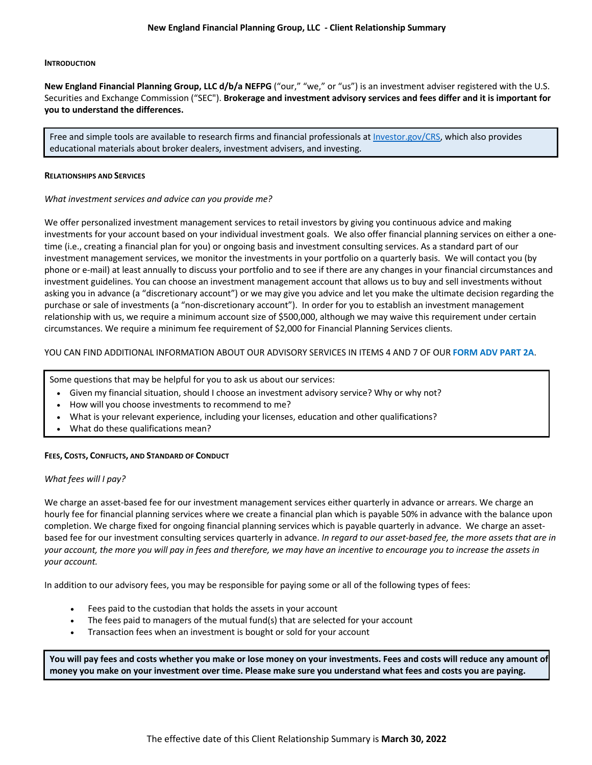# New England Financial Planning Group, LLC - Client Relationship Summary

## Introduction

**New England Financial Planning Group, LLC d/b/a NEFPG** ("our," "we," or "us") is an investment adviser registered with the U.S. Securities and Exchange Commission ("SEC"). **Brokerage and investment advisory services and fees differ and it is important for you to understand the differences.**

> Free and simple tools are available to research firms and financial professionals at Investor.gov/CRS, which also provides educational materials about broker dealers, investment advisers, and investing.

## Relationships and Services

*What investment services and advice can you provide me?*

We offer personalized investment management services to retail investors by giving you continuous advice and making investments for your account based on your individual investment goals. We also offer financial planning services on either a one-time (i.e., creating a financial plan for you) or ongoing basis and investment consulting services. As a standard part of our investment management services, we monitor the investments in your portfolio on a quarterly basis. We will contact you (by phone or e-mail) at least annually to discuss your portfolio and to see if there are any changes in your financial circumstances and investment guidelines. You can choose an investment management account that allows us to buy and sell investments without asking you in advance (a "discretionary account") or we may give you advice and let you make the ultimate decision regarding the purchase or sale of investments (a "non-discretionary account"). In order for you to establish an investment management relationship with us, we require a minimum account size of $500,000, although we may waive this requirement under certain circumstances. We require a minimum fee requirement of $2,000 for Financial Planning Services clients.

YOU CAN FIND ADDITIONAL INFORMATION ABOUT OUR ADVISORY SERVICES IN ITEMS 4 AND 7 OF OUR **FORM ADV PART 2A**.

> Some questions that may be helpful for you to ask us about our services:
> - Given my financial situation, should I choose an investment advisory service? Why or why not?
> - How will you choose investments to recommend to me?
> - What is your relevant experience, including your licenses, education and other qualifications?
> - What do these qualifications mean?

## Fees, Costs, Conflicts, and Standard of Conduct

*What fees will I pay?*

We charge an asset-based fee for our investment management services either quarterly in advance or arrears. We charge an hourly fee for financial planning services where we create a financial plan which is payable 50% in advance with the balance upon completion. We charge fixed for ongoing financial planning services which is payable quarterly in advance. We charge an asset-based fee for our investment consulting services quarterly in advance. *In regard to our asset-based fee, the more assets that are in your account, the more you will pay in fees and therefore, we may have an incentive to encourage you to increase the assets in your account.*

In addition to our advisory fees, you may be responsible for paying some or all of the following types of fees:

- Fees paid to the custodian that holds the assets in your account
- The fees paid to managers of the mutual fund(s) that are selected for your account
- Transaction fees when an investment is bought or sold for your account

> **You will pay fees and costs whether you make or lose money on your investments. Fees and costs will reduce any amount of money you make on your investment over time. Please make sure you understand what fees and costs you are paying.**

The effective date of this Client Relationship Summary is **March 30, 2022**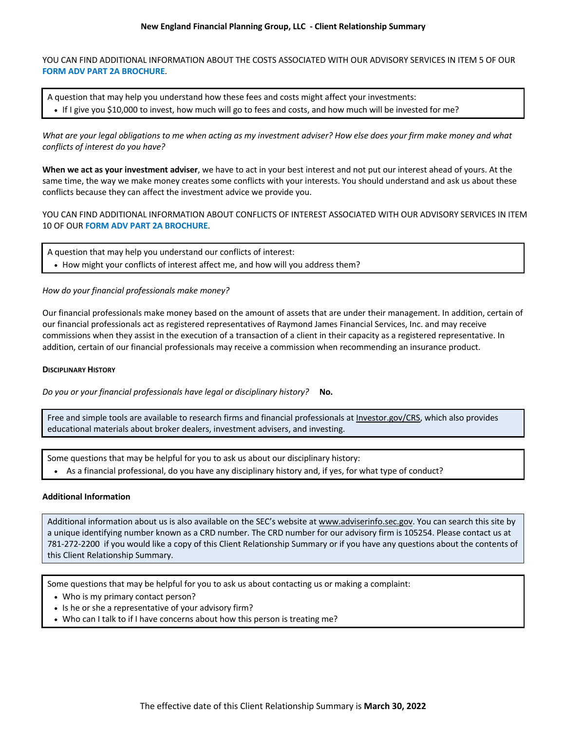YOU CAN FIND ADDITIONAL INFORMATION ABOUT THE COSTS ASSOCIATED WITH OUR ADVISORY SERVICES IN ITEM 5 OF OUR **FORM ADV PART 2A BROCHURE**.

> A question that may help you understand how these fees and costs might affect your investments:
> - If I give you $10,000 to invest, how much will go to fees and costs, and how much will be invested for me?

*What are your legal obligations to me when acting as my investment adviser? How else does your firm make money and what conflicts of interest do you have?*

**When we act as your investment adviser**, we have to act in your best interest and not put our interest ahead of yours. At the same time, the way we make money creates some conflicts with your interests. You should understand and ask us about these conflicts because they can affect the investment advice we provide you.

YOU CAN FIND ADDITIONAL INFORMATION ABOUT CONFLICTS OF INTEREST ASSOCIATED WITH OUR ADVISORY SERVICES IN ITEM 10 OF OUR **FORM ADV PART 2A BROCHURE**.

> A question that may help you understand our conflicts of interest:
> - How might your conflicts of interest affect me, and how will you address them?

*How do your financial professionals make money?*

Our financial professionals make money based on the amount of assets that are under their management. In addition, certain of our financial professionals act as registered representatives of Raymond James Financial Services, Inc. and may receive commissions when they assist in the execution of a transaction of a client in their capacity as a registered representative. In addition, certain of our financial professionals may receive a commission when recommending an insurance product.

#### Disciplinary History

*Do you or your financial professionals have legal or disciplinary history?* **No.**

> Free and simple tools are available to research firms and financial professionals at Investor.gov/CRS, which also provides educational materials about broker dealers, investment advisers, and investing.

> Some questions that may be helpful for you to ask us about our disciplinary history:
> - As a financial professional, do you have any disciplinary history and, if yes, for what type of conduct?

#### Additional Information

> Additional information about us is also available on the SEC's website at www.adviserinfo.sec.gov. You can search this site by a unique identifying number known as a CRD number. The CRD number for our advisory firm is 105254. Please contact us at 781-272-2200 if you would like a copy of this Client Relationship Summary or if you have any questions about the contents of this Client Relationship Summary.

> Some questions that may be helpful for you to ask us about contacting us or making a complaint:
> - Who is my primary contact person?
> - Is he or she a representative of your advisory firm?
> - Who can I talk to if I have concerns about how this person is treating me?

The effective date of this Client Relationship Summary is **March 30, 2022**